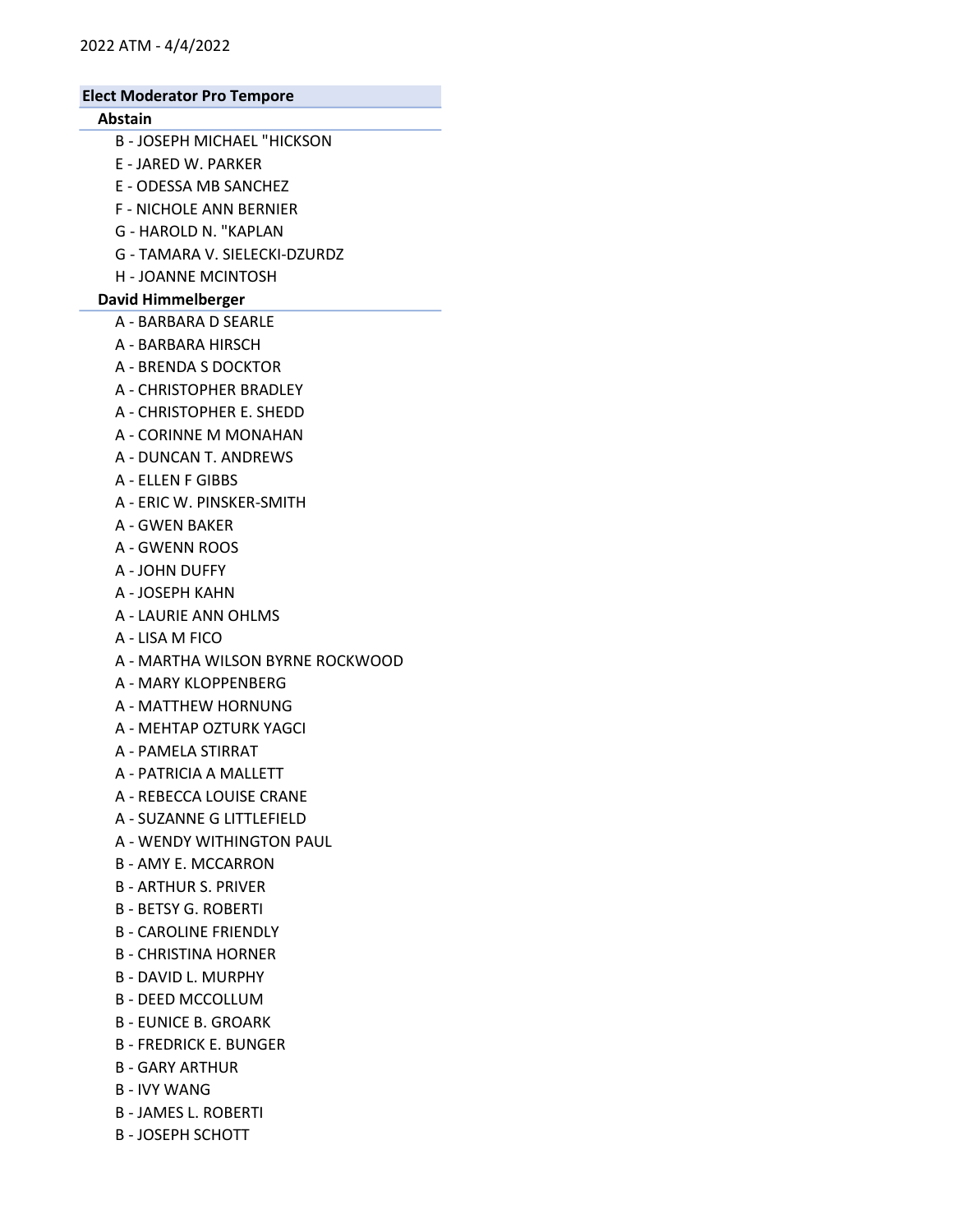2022 ATM - 4/4/2022

## Elect Moderator Pro Tempore

### Abstain

- B - JOSEPH MICHAEL "HICKSON
- E - JARED W. PARKER
- E - ODESSA MB SANCHEZ
- F - NICHOLE ANN BERNIER
- G - HAROLD N. "KAPLAN
- G - TAMARA V. SIELECKI-DZURDZ
- H - JOANNE MCINTOSH

### David Himmelberger

- A - BARBARA D SEARLE
- A - BARBARA HIRSCH
- A - BRENDA S DOCKTOR
- A - CHRISTOPHER BRADLEY
- A - CHRISTOPHER E. SHEDD
- A - CORINNE M MONAHAN
- A - DUNCAN T. ANDREWS
- A - ELLEN F GIBBS
- A - ERIC W. PINSKER-SMITH
- A - GWEN BAKER
- A - GWENN ROOS
- A - JOHN DUFFY
- A - JOSEPH KAHN
- A - LAURIE ANN OHLMS
- A - LISA M FICO
- A - MARTHA WILSON BYRNE ROCKWOOD
- A - MARY KLOPPENBERG
- A - MATTHEW HORNUNG
- A - MEHTAP OZTURK YAGCI
- A - PAMELA STIRRAT
- A - PATRICIA A MALLETT
- A - REBECCA LOUISE CRANE
- A - SUZANNE G LITTLEFIELD
- A - WENDY WITHINGTON PAUL
- B - AMY E. MCCARRON
- B - ARTHUR S. PRIVER
- B - BETSY G. ROBERTI
- B - CAROLINE FRIENDLY
- B - CHRISTINA HORNER
- B - DAVID L. MURPHY
- B - DEED MCCOLLUM
- B - EUNICE B. GROARK
- B - FREDRICK E. BUNGER
- B - GARY ARTHUR
- B - IVY WANG
- B - JAMES L. ROBERTI
- B - JOSEPH SCHOTT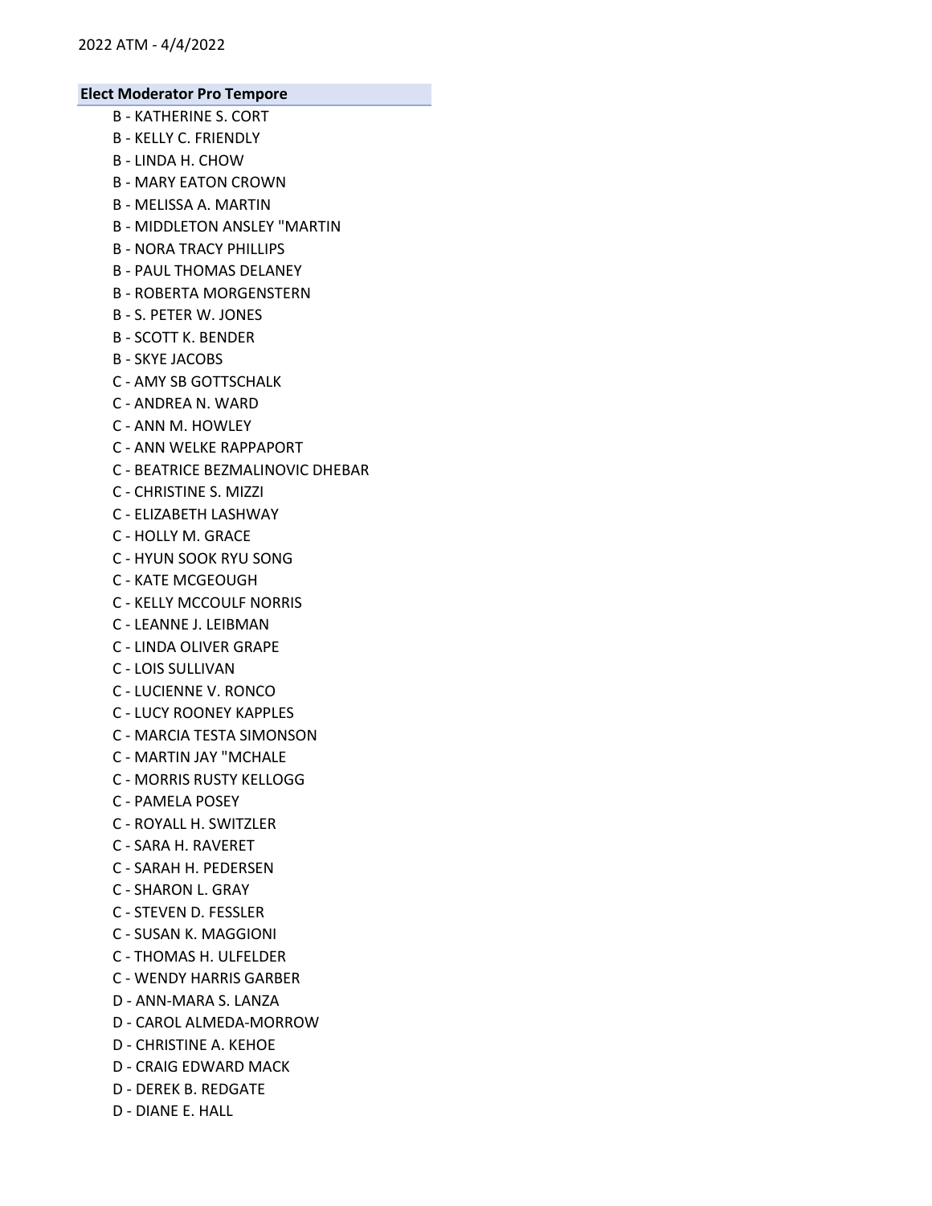**Elect Moderator Pro Tempore**

B - KATHERINE S. CORT
B - KELLY C. FRIENDLY
B - LINDA H. CHOW
B - MARY EATON CROWN
B - MELISSA A. MARTIN
B - MIDDLETON ANSLEY "MARTIN
B - NORA TRACY PHILLIPS
B - PAUL THOMAS DELANEY
B - ROBERTA MORGENSTERN
B - S. PETER W. JONES
B - SCOTT K. BENDER
B - SKYE JACOBS
C - AMY SB GOTTSCHALK
C - ANDREA N. WARD
C - ANN M. HOWLEY
C - ANN WELKE RAPPAPORT
C - BEATRICE BEZMALINOVIC DHEBAR
C - CHRISTINE S. MIZZI
C - ELIZABETH LASHWAY
C - HOLLY M. GRACE
C - HYUN SOOK RYU SONG
C - KATE MCGEOUGH
C - KELLY MCCOULF NORRIS
C - LEANNE J. LEIBMAN
C - LINDA OLIVER GRAPE
C - LOIS SULLIVAN
C - LUCIENNE V. RONCO
C - LUCY ROONEY KAPPLES
C - MARCIA TESTA SIMONSON
C - MARTIN JAY "MCHALE
C - MORRIS RUSTY KELLOGG
C - PAMELA POSEY
C - ROYALL H. SWITZLER
C - SARA H. RAVERET
C - SARAH H. PEDERSEN
C - SHARON L. GRAY
C - STEVEN D. FESSLER
C - SUSAN K. MAGGIONI
C - THOMAS H. ULFELDER
C - WENDY HARRIS GARBER
D - ANN-MARA S. LANZA
D - CAROL ALMEDA-MORROW
D - CHRISTINE A. KEHOE
D - CRAIG EDWARD MACK
D - DEREK B. REDGATE
D - DIANE E. HALL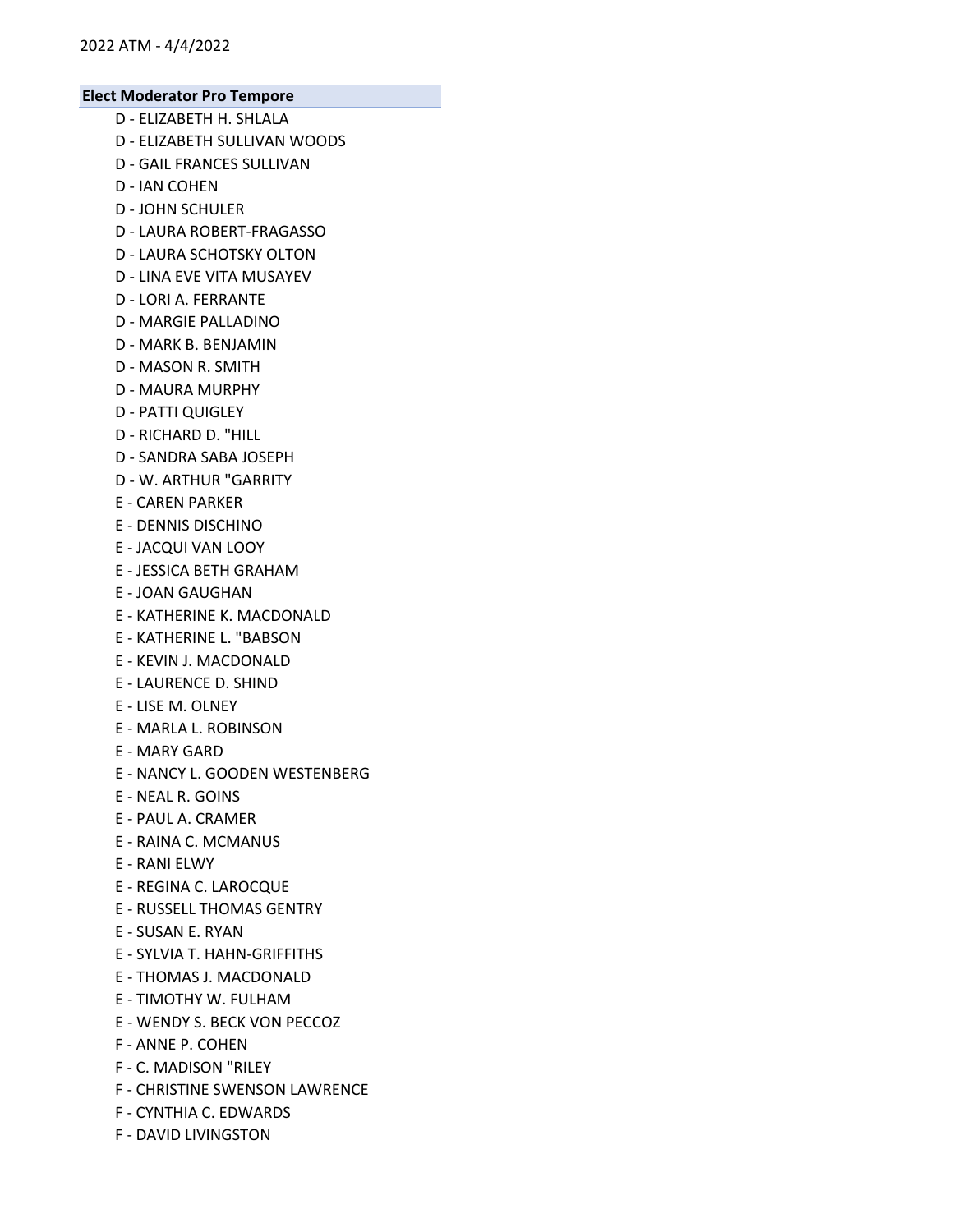**Elect Moderator Pro Tempore**

- D - ELIZABETH H. SHLALA
- D - ELIZABETH SULLIVAN WOODS
- D - GAIL FRANCES SULLIVAN
- D - IAN COHEN
- D - JOHN SCHULER
- D - LAURA ROBERT-FRAGASSO
- D - LAURA SCHOTSKY OLTON
- D - LINA EVE VITA MUSAYEV
- D - LORI A. FERRANTE
- D - MARGIE PALLADINO
- D - MARK B. BENJAMIN
- D - MASON R. SMITH
- D - MAURA MURPHY
- D - PATTI QUIGLEY
- D - RICHARD D. "HILL
- D - SANDRA SABA JOSEPH
- D - W. ARTHUR "GARRITY
- E - CAREN PARKER
- E - DENNIS DISCHINO
- E - JACQUI VAN LOOY
- E - JESSICA BETH GRAHAM
- E - JOAN GAUGHAN
- E - KATHERINE K. MACDONALD
- E - KATHERINE L. "BABSON
- E - KEVIN J. MACDONALD
- E - LAURENCE D. SHIND
- E - LISE M. OLNEY
- E - MARLA L. ROBINSON
- E - MARY GARD
- E - NANCY L. GOODEN WESTENBERG
- E - NEAL R. GOINS
- E - PAUL A. CRAMER
- E - RAINA C. MCMANUS
- E - RANI ELWY
- E - REGINA C. LAROCQUE
- E - RUSSELL THOMAS GENTRY
- E - SUSAN E. RYAN
- E - SYLVIA T. HAHN-GRIFFITHS
- E - THOMAS J. MACDONALD
- E - TIMOTHY W. FULHAM
- E - WENDY S. BECK VON PECCOZ
- F - ANNE P. COHEN
- F - C. MADISON "RILEY
- F - CHRISTINE SWENSON LAWRENCE
- F - CYNTHIA C. EDWARDS
- F - DAVID LIVINGSTON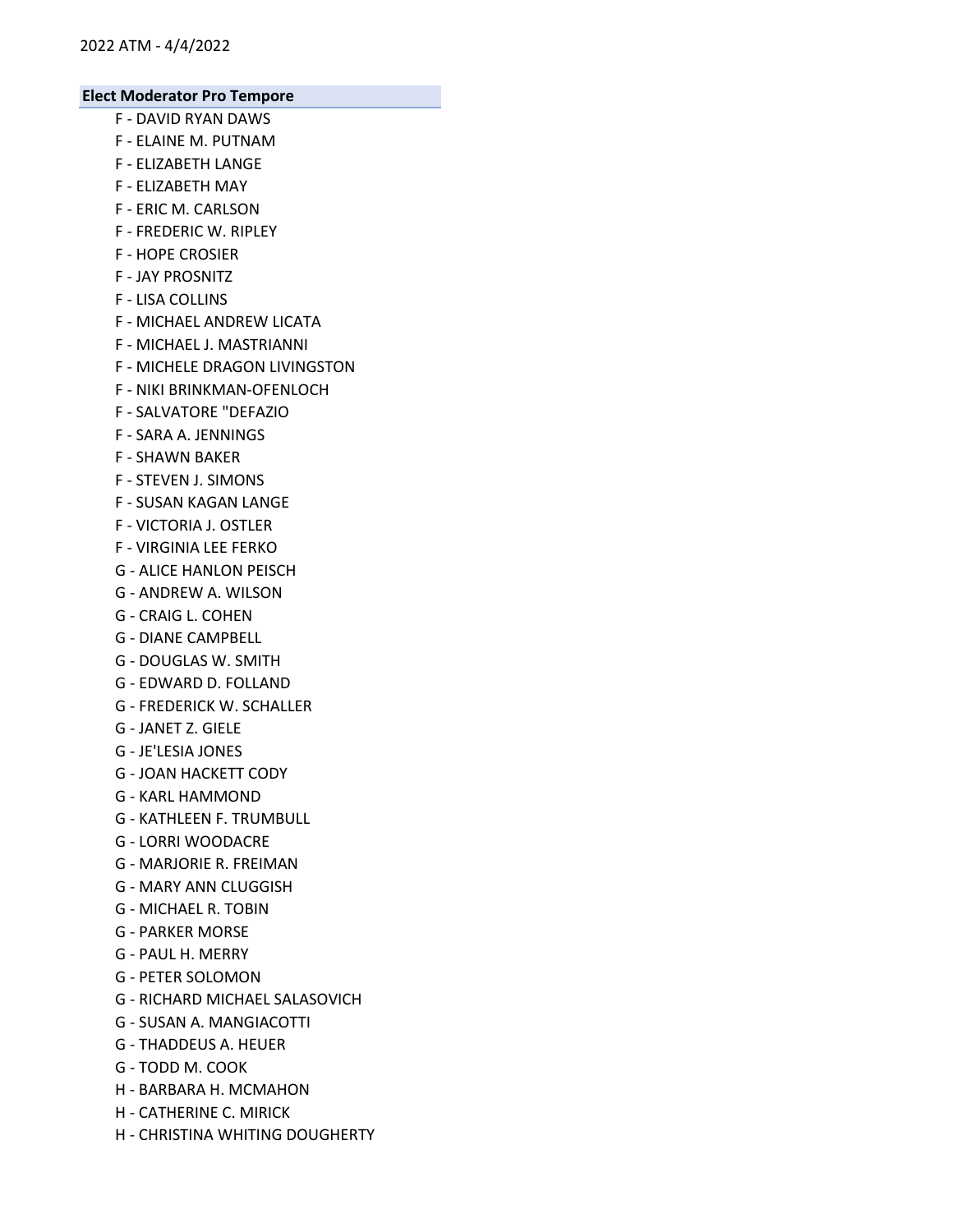**Elect Moderator Pro Tempore**

F - DAVID RYAN DAWS
F - ELAINE M. PUTNAM
F - ELIZABETH LANGE
F - ELIZABETH MAY
F - ERIC M. CARLSON
F - FREDERIC W. RIPLEY
F - HOPE CROSIER
F - JAY PROSNITZ
F - LISA COLLINS
F - MICHAEL ANDREW LICATA
F - MICHAEL J. MASTRIANNI
F - MICHELE DRAGON LIVINGSTON
F - NIKI BRINKMAN-OFENLOCH
F - SALVATORE "DEFAZIO
F - SARA A. JENNINGS
F - SHAWN BAKER
F - STEVEN J. SIMONS
F - SUSAN KAGAN LANGE
F - VICTORIA J. OSTLER
F - VIRGINIA LEE FERKO
G - ALICE HANLON PEISCH
G - ANDREW A. WILSON
G - CRAIG L. COHEN
G - DIANE CAMPBELL
G - DOUGLAS W. SMITH
G - EDWARD D. FOLLAND
G - FREDERICK W. SCHALLER
G - JANET Z. GIELE
G - JE'LESIA JONES
G - JOAN HACKETT CODY
G - KARL HAMMOND
G - KATHLEEN F. TRUMBULL
G - LORRI WOODACRE
G - MARJORIE R. FREIMAN
G - MARY ANN CLUGGISH
G - MICHAEL R. TOBIN
G - PARKER MORSE
G - PAUL H. MERRY
G - PETER SOLOMON
G - RICHARD MICHAEL SALASOVICH
G - SUSAN A. MANGIACOTTI
G - THADDEUS A. HEUER
G - TODD M. COOK
H - BARBARA H. MCMAHON
H - CATHERINE C. MIRICK
H - CHRISTINA WHITING DOUGHERTY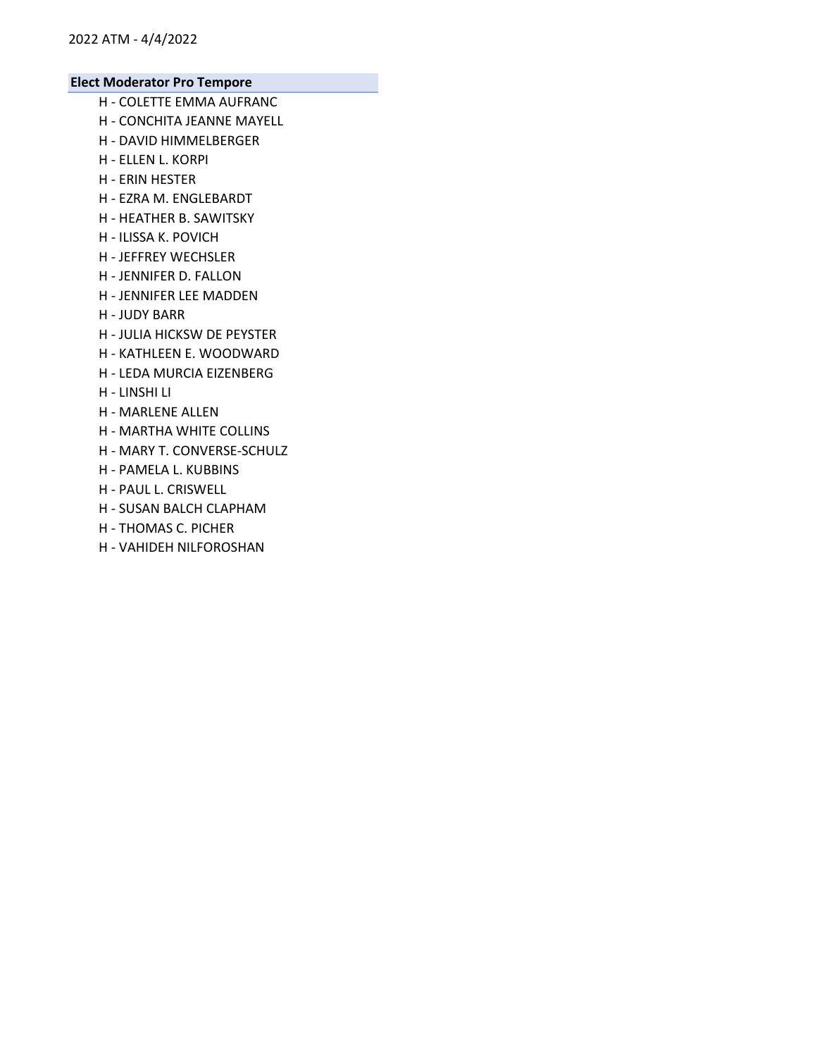2022 ATM - 4/4/2022

**Elect Moderator Pro Tempore**

- H - COLETTE EMMA AUFRANC
- H - CONCHITA JEANNE MAYELL
- H - DAVID HIMMELBERGER
- H - ELLEN L. KORPI
- H - ERIN HESTER
- H - EZRA M. ENGLEBARDT
- H - HEATHER B. SAWITSKY
- H - ILISSA K. POVICH
- H - JEFFREY WECHSLER
- H - JENNIFER D. FALLON
- H - JENNIFER LEE MADDEN
- H - JUDY BARR
- H - JULIA HICKSW DE PEYSTER
- H - KATHLEEN E. WOODWARD
- H - LEDA MURCIA EIZENBERG
- H - LINSHI LI
- H - MARLENE ALLEN
- H - MARTHA WHITE COLLINS
- H - MARY T. CONVERSE-SCHULZ
- H - PAMELA L. KUBBINS
- H - PAUL L. CRISWELL
- H - SUSAN BALCH CLAPHAM
- H - THOMAS C. PICHER
- H - VAHIDEH NILFOROSHAN